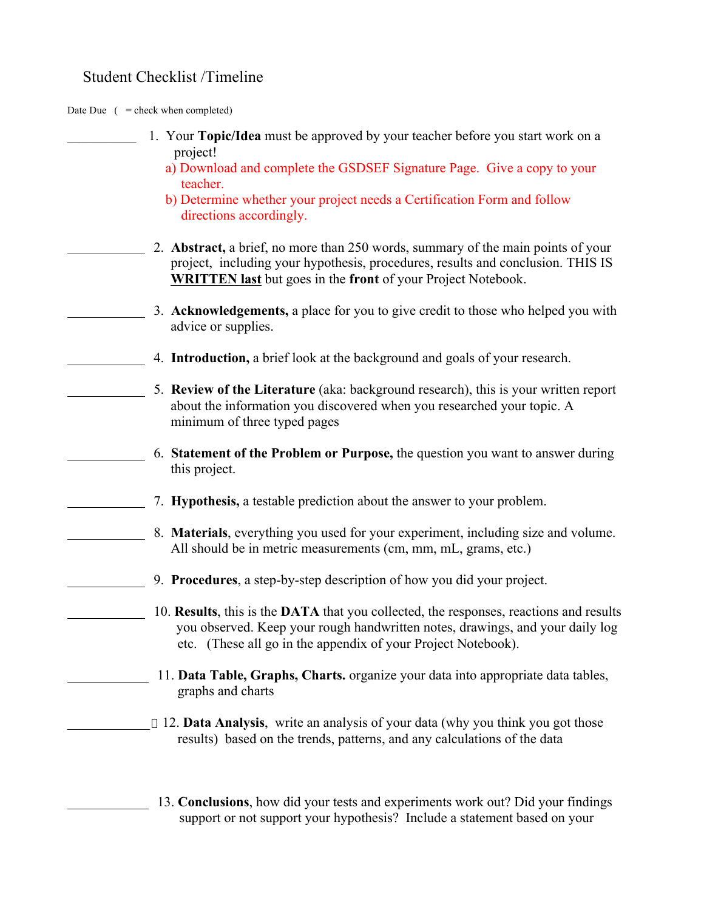# Student Checklist /Timeline

Date Due ( = check when completed)

\_\_\_\_\_\_\_\_\_\_\_ 1. Your **Topic/Idea** must be approved by your teacher before you start work on a project!

  a) Download and complete the GSDSEF Signature Page. Give a copy to your teacher.

  b) Determine whether your project needs a Certification Form and follow directions accordingly.

\_\_\_\_\_\_\_\_\_\_\_\_ 2. **Abstract,** a brief, no more than 250 words, summary of the main points of your project, including your hypothesis, procedures, results and conclusion. THIS IS **WRITTEN last** but goes in the **front** of your Project Notebook.

\_\_\_\_\_\_\_\_\_\_\_\_ 3. **Acknowledgements,** a place for you to give credit to those who helped you with advice or supplies.

\_\_\_\_\_\_\_\_\_\_\_\_ 4. **Introduction,** a brief look at the background and goals of your research.

\_\_\_\_\_\_\_\_\_\_\_\_ 5. **Review of the Literature** (aka: background research), this is your written report about the information you discovered when you researched your topic. A minimum of three typed pages

\_\_\_\_\_\_\_\_\_\_\_\_ 6. **Statement of the Problem or Purpose,** the question you want to answer during this project.

\_\_\_\_\_\_\_\_\_\_\_\_ 7. **Hypothesis,** a testable prediction about the answer to your problem.

\_\_\_\_\_\_\_\_\_\_\_\_ 8. **Materials**, everything you used for your experiment, including size and volume. All should be in metric measurements (cm, mm, mL, grams, etc.)

\_\_\_\_\_\_\_\_\_\_\_\_ 9. **Procedures**, a step-by-step description of how you did your project.

\_\_\_\_\_\_\_\_\_\_\_\_ 10. **Results**, this is the **DATA** that you collected, the responses, reactions and results you observed. Keep your rough handwritten notes, drawings, and your daily log etc. (These all go in the appendix of your Project Notebook).

\_\_\_\_\_\_\_\_\_\_\_\_ 11. **Data Table, Graphs, Charts.** organize your data into appropriate data tables, graphs and charts

\_\_\_\_\_\_\_\_\_\_\_\_ 12. **Data Analysis**, write an analysis of your data (why you think you got those results) based on the trends, patterns, and any calculations of the data

\_\_\_\_\_\_\_\_\_\_\_\_ 13. **Conclusions**, how did your tests and experiments work out? Did your findings support or not support your hypothesis? Include a statement based on your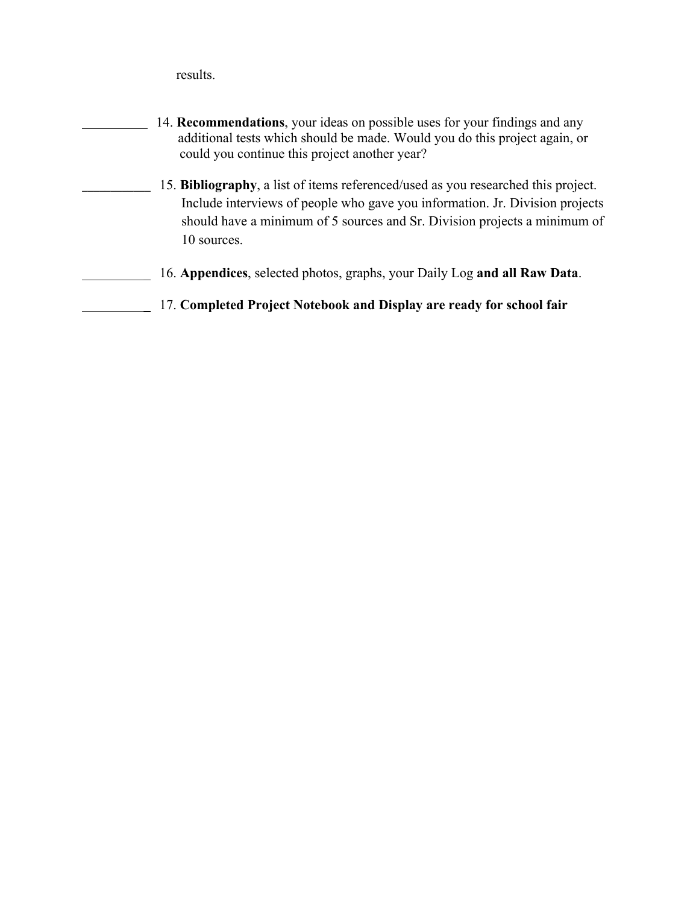results.

__________ 14. **Recommendations**, your ideas on possible uses for your findings and any additional tests which should be made. Would you do this project again, or could you continue this project another year?

__________ 15. **Bibliography**, a list of items referenced/used as you researched this project. Include interviews of people who gave you information. Jr. Division projects should have a minimum of 5 sources and Sr. Division projects a minimum of 10 sources.

__________ 16. **Appendices**, selected photos, graphs, your Daily Log **and all Raw Data**.

__________ 17. **Completed Project Notebook and Display are ready for school fair**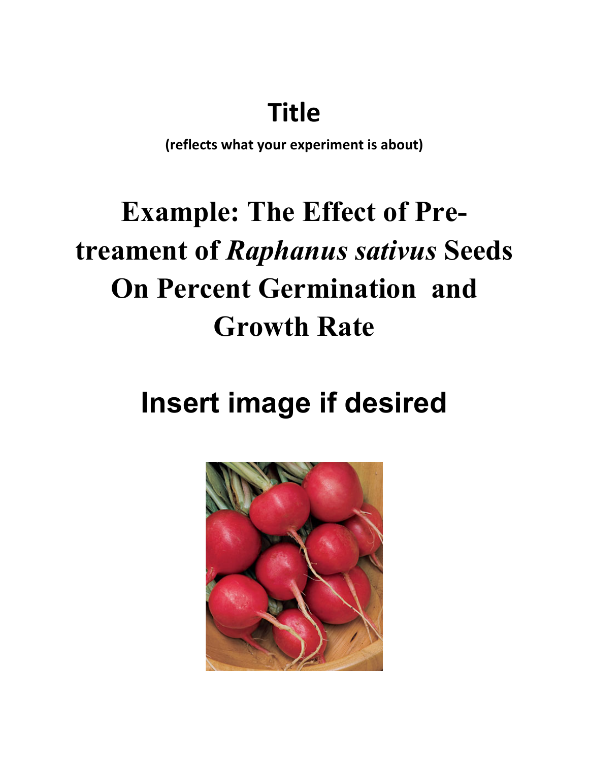# Title

**(reflects what your experiment is about)**

# Example: The Effect of Pre-treament of *Raphanus sativus* Seeds On Percent Germination and Growth Rate

## Insert image if desired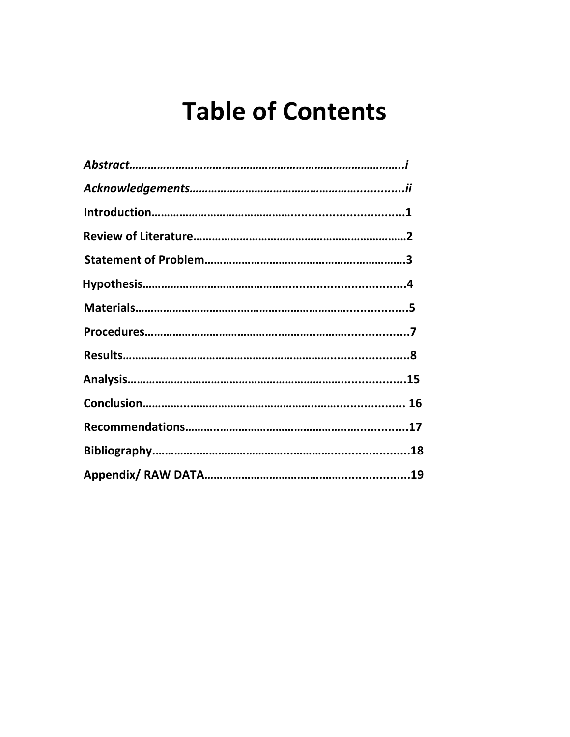# Table of Contents

*Abstract*……………………………………………………………………………..i

*Acknowledgements*……………………………………………………............ii

Introduction…………………………………….................................1

Review of Literature……………………………………………………………2

Statement of Problem………………………………………….……………3

Hypothesis……………………………………..................................4

Materials……………………………….………………………...............5

Procedures………………………………..……….……….................7

Results………………………………………….…………….....................8

Analysis…………………………………………………………..................15

Conclusion………..………………………………….……..................... 16

Recommendations……………………………………….…...............17

Bibliography.……………..……………………..……….......................18

Appendix/ RAW DATA………………………….……......................19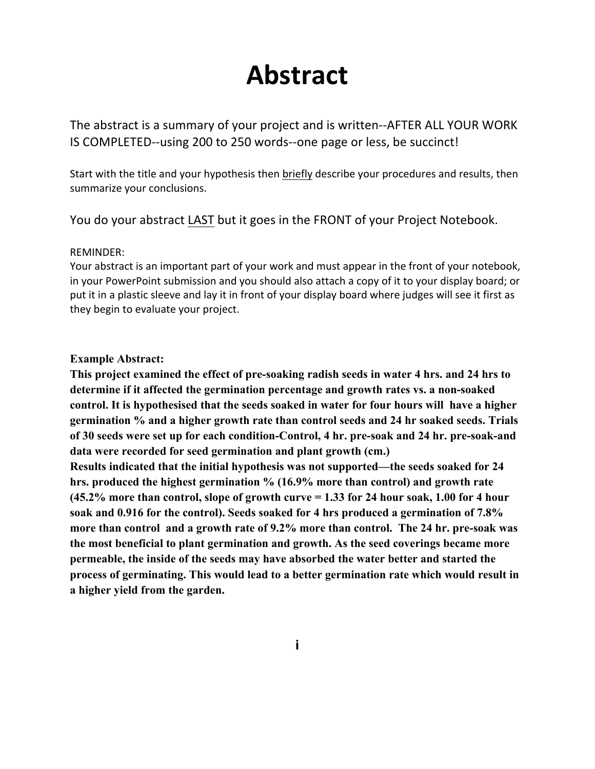# Abstract

The abstract is a summary of your project and is written--AFTER ALL YOUR WORK IS COMPLETED--using 200 to 250 words--one page or less, be succinct!

Start with the title and your hypothesis then briefly describe your procedures and results, then summarize your conclusions.

You do your abstract LAST but it goes in the FRONT of your Project Notebook.

REMINDER:
Your abstract is an important part of your work and must appear in the front of your notebook, in your PowerPoint submission and you should also attach a copy of it to your display board; or put it in a plastic sleeve and lay it in front of your display board where judges will see it first as they begin to evaluate your project.

**Example Abstract:**

**This project examined the effect of pre-soaking radish seeds in water 4 hrs. and 24 hrs to determine if it affected the germination percentage and growth rates vs. a non-soaked control. It is hypothesised that the seeds soaked in water for four hours will have a higher germination % and a higher growth rate than control seeds and 24 hr soaked seeds. Trials of 30 seeds were set up for each condition-Control, 4 hr. pre-soak and 24 hr. pre-soak-and data were recorded for seed germination and plant growth (cm.)**

**Results indicated that the initial hypothesis was not supported—the seeds soaked for 24 hrs. produced the highest germination % (16.9% more than control) and growth rate (45.2% more than control, slope of growth curve = 1.33 for 24 hour soak, 1.00 for 4 hour soak and 0.916 for the control). Seeds soaked for 4 hrs produced a germination of 7.8% more than control and a growth rate of 9.2% more than control. The 24 hr. pre-soak was the most beneficial to plant germination and growth. As the seed coverings became more permeable, the inside of the seeds may have absorbed the water better and started the process of germinating. This would lead to a better germination rate which would result in a higher yield from the garden.**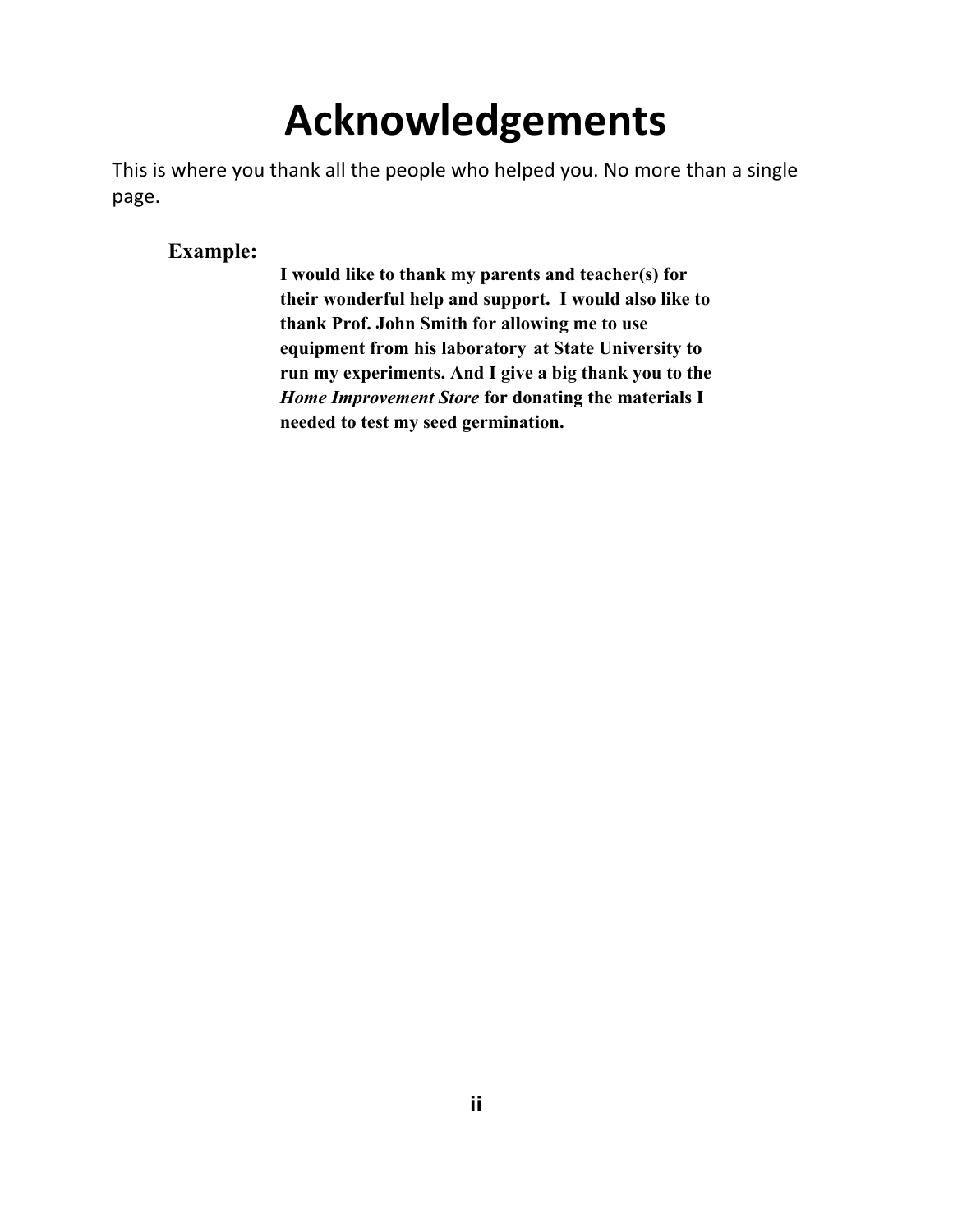# Acknowledgements

This is where you thank all the people who helped you. No more than a single page.

**Example:**

> **I would like to thank my parents and teacher(s) for their wonderful help and support. I would also like to thank Prof. John Smith for allowing me to use equipment from his laboratory at State University to run my experiments. And I give a big thank you to the *Home Improvement Store* for donating the materials I needed to test my seed germination.**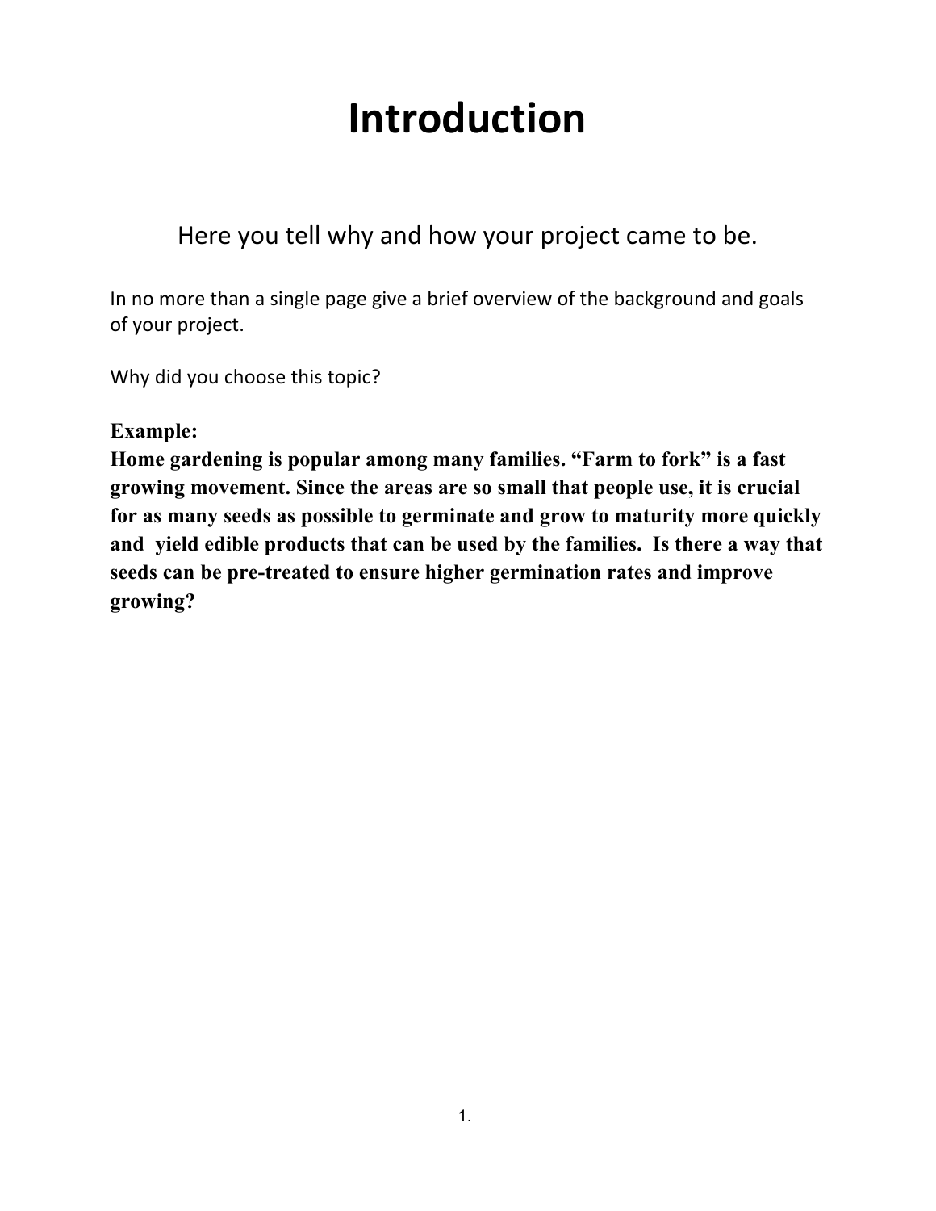# Introduction

Here you tell why and how your project came to be.

In no more than a single page give a brief overview of the background and goals of your project.

Why did you choose this topic?

**Example:**
**Home gardening is popular among many families. “Farm to fork” is a fast growing movement. Since the areas are so small that people use, it is crucial for as many seeds as possible to germinate and grow to maturity more quickly and yield edible products that can be used by the families. Is there a way that seeds can be pre-treated to ensure higher germination rates and improve growing?**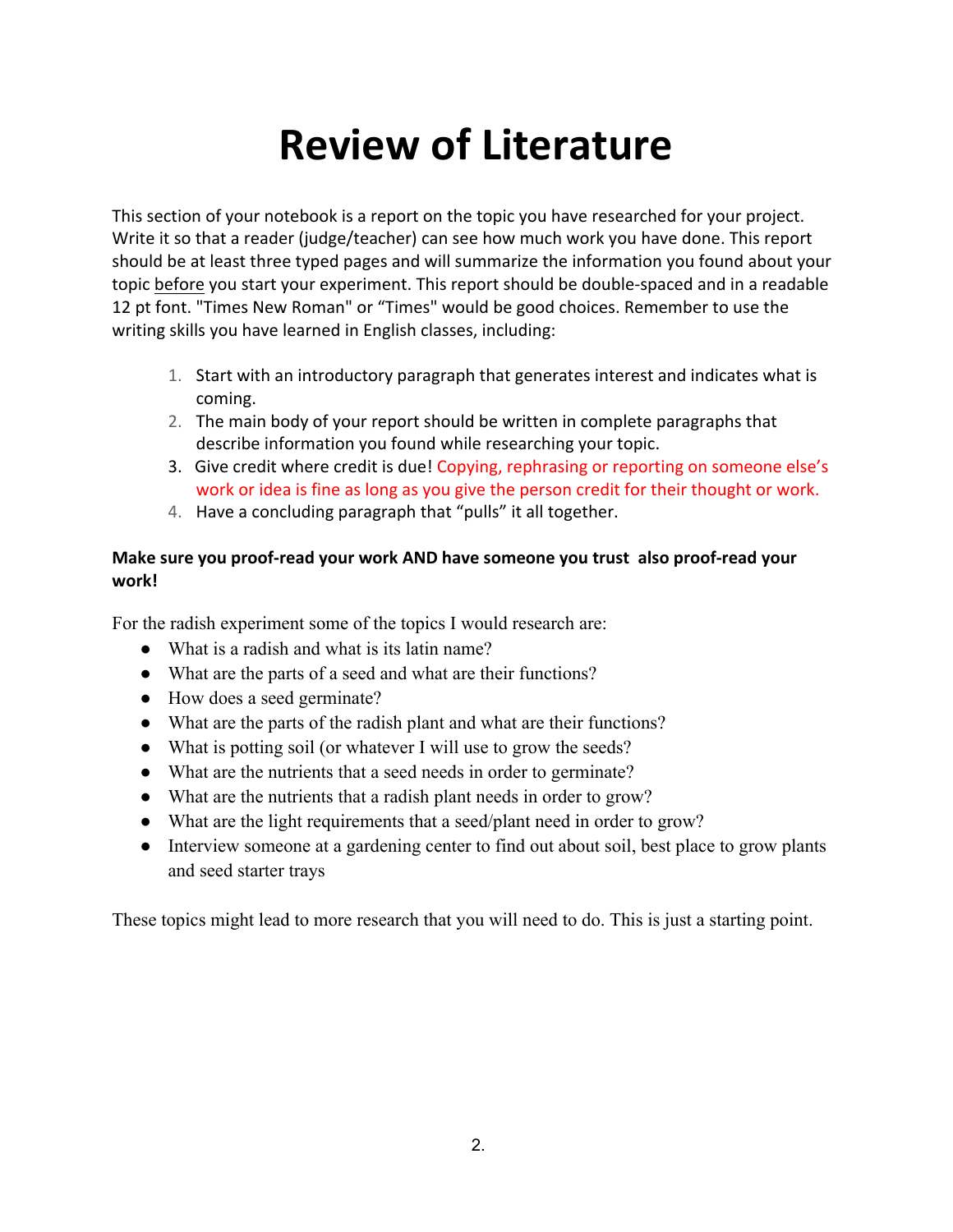# Review of Literature

This section of your notebook is a report on the topic you have researched for your project. Write it so that a reader (judge/teacher) can see how much work you have done. This report should be at least three typed pages and will summarize the information you found about your topic before you start your experiment. This report should be double-spaced and in a readable 12 pt font. "Times New Roman" or "Times" would be good choices. Remember to use the writing skills you have learned in English classes, including:

1. Start with an introductory paragraph that generates interest and indicates what is coming.
2. The main body of your report should be written in complete paragraphs that describe information you found while researching your topic.
3. Give credit where credit is due! Copying, rephrasing or reporting on someone else's work or idea is fine as long as you give the person credit for their thought or work.
4. Have a concluding paragraph that "pulls" it all together.

**Make sure you proof-read your work AND have someone you trust also proof-read your work!**

For the radish experiment some of the topics I would research are:

- What is a radish and what is its latin name?
- What are the parts of a seed and what are their functions?
- How does a seed germinate?
- What are the parts of the radish plant and what are their functions?
- What is potting soil (or whatever I will use to grow the seeds?
- What are the nutrients that a seed needs in order to germinate?
- What are the nutrients that a radish plant needs in order to grow?
- What are the light requirements that a seed/plant need in order to grow?
- Interview someone at a gardening center to find out about soil, best place to grow plants and seed starter trays

These topics might lead to more research that you will need to do. This is just a starting point.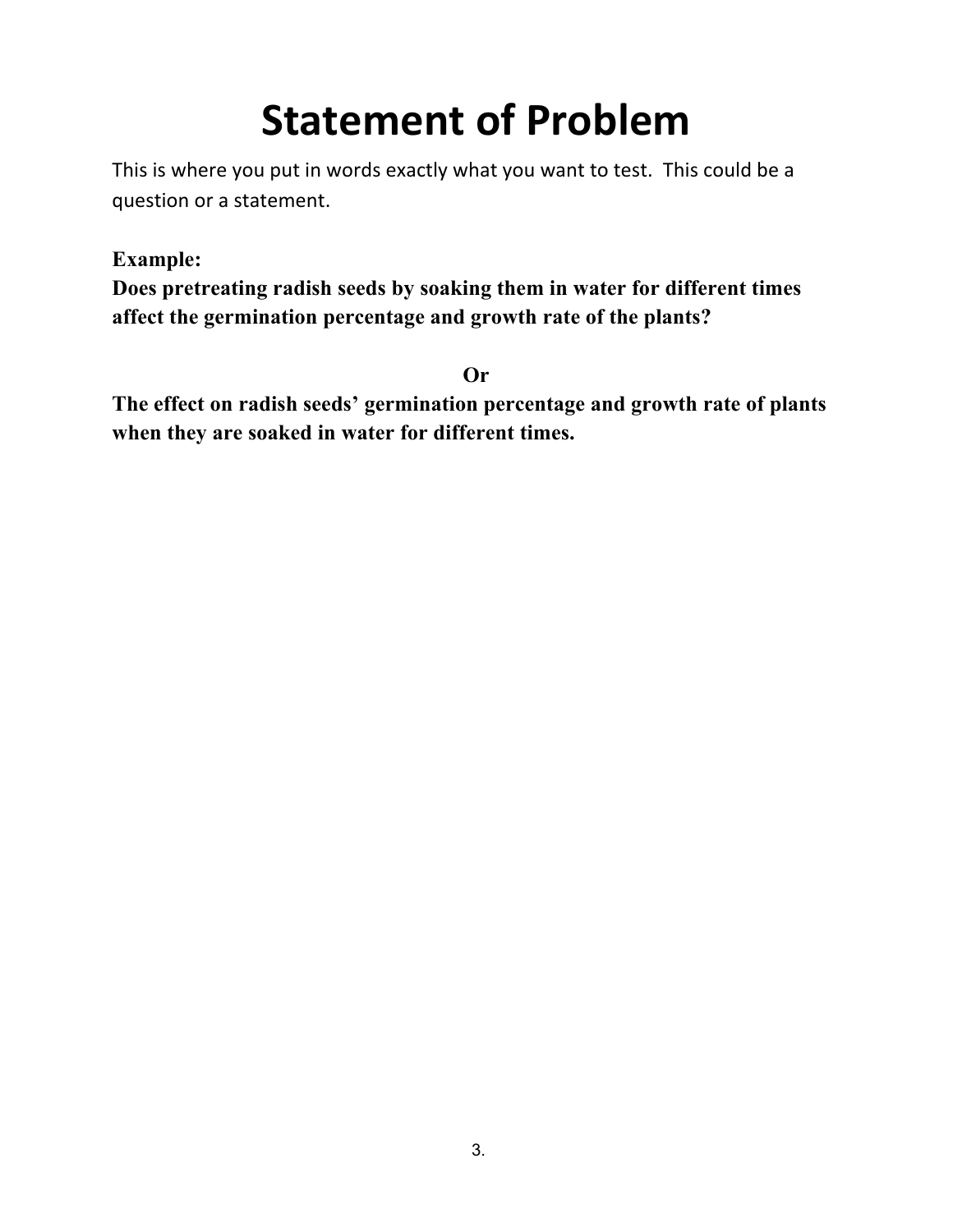# Statement of Problem

This is where you put in words exactly what you want to test. This could be a question or a statement.

**Example:**
**Does pretreating radish seeds by soaking them in water for different times affect the germination percentage and growth rate of the plants?**

**Or**

**The effect on radish seeds' germination percentage and growth rate of plants when they are soaked in water for different times.**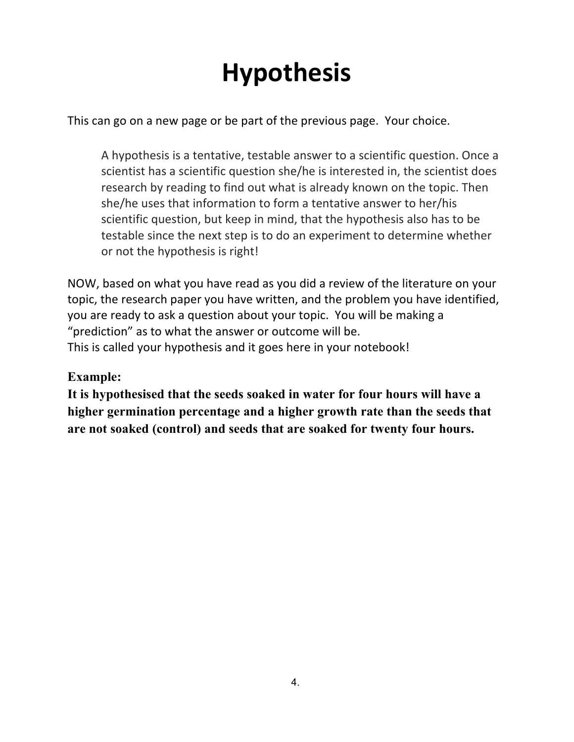# Hypothesis

This can go on a new page or be part of the previous page. Your choice.

> A hypothesis is a tentative, testable answer to a scientific question. Once a scientist has a scientific question she/he is interested in, the scientist does research by reading to find out what is already known on the topic. Then she/he uses that information to form a tentative answer to her/his scientific question, but keep in mind, that the hypothesis also has to be testable since the next step is to do an experiment to determine whether or not the hypothesis is right!

NOW, based on what you have read as you did a review of the literature on your topic, the research paper you have written, and the problem you have identified, you are ready to ask a question about your topic. You will be making a "prediction" as to what the answer or outcome will be.
This is called your hypothesis and it goes here in your notebook!

**Example:**
**It is hypothesised that the seeds soaked in water for four hours will have a higher germination percentage and a higher growth rate than the seeds that are not soaked (control) and seeds that are soaked for twenty four hours.**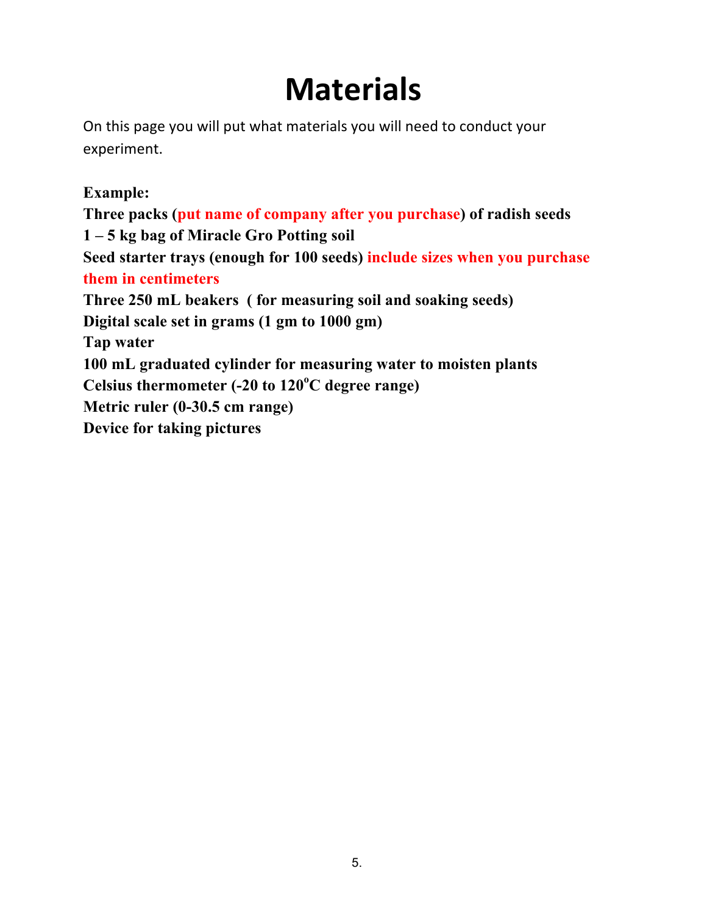# Materials

On this page you will put what materials you will need to conduct your experiment.

**Example:**

**Three packs (put name of company after you purchase) of radish seeds**
**1 – 5 kg bag of Miracle Gro Potting soil**
**Seed starter trays (enough for 100 seeds) include sizes when you purchase them in centimeters**
**Three 250 mL beakers ( for measuring soil and soaking seeds)**
**Digital scale set in grams (1 gm to 1000 gm)**
**Tap water**
**100 mL graduated cylinder for measuring water to moisten plants**
**Celsius thermometer (-20 to 120$^{o}$C degree range)**
**Metric ruler (0-30.5 cm range)**
**Device for taking pictures**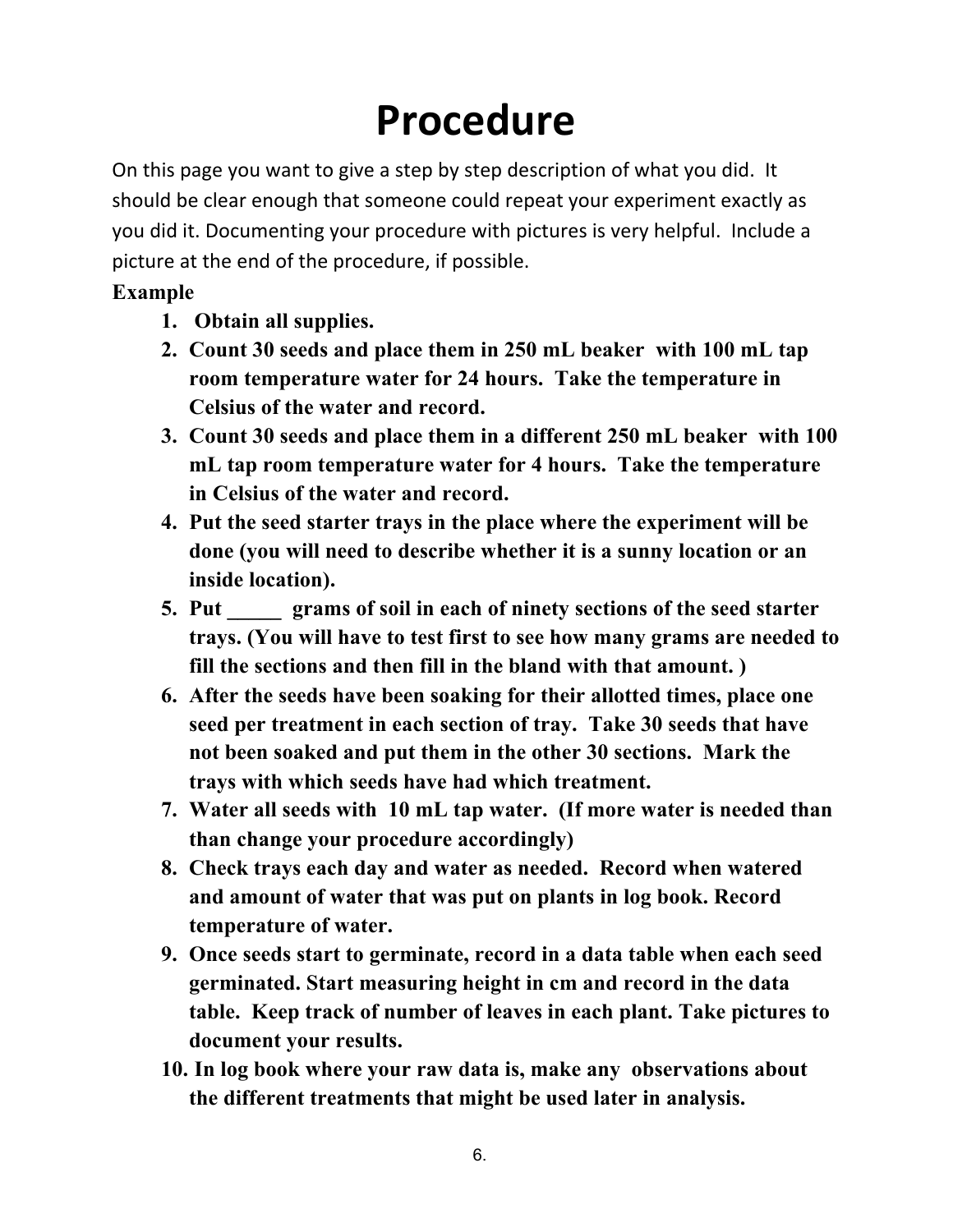# Procedure

On this page you want to give a step by step description of what you did. It should be clear enough that someone could repeat your experiment exactly as you did it. Documenting your procedure with pictures is very helpful. Include a picture at the end of the procedure, if possible.

**Example**

1. **Obtain all supplies.**
2. **Count 30 seeds and place them in 250 mL beaker with 100 mL tap room temperature water for 24 hours. Take the temperature in Celsius of the water and record.**
3. **Count 30 seeds and place them in a different 250 mL beaker with 100 mL tap room temperature water for 4 hours. Take the temperature in Celsius of the water and record.**
4. **Put the seed starter trays in the place where the experiment will be done (you will need to describe whether it is a sunny location or an inside location).**
5. **Put _____ grams of soil in each of ninety sections of the seed starter trays. (You will have to test first to see how many grams are needed to fill the sections and then fill in the bland with that amount. )**
6. **After the seeds have been soaking for their allotted times, place one seed per treatment in each section of tray. Take 30 seeds that have not been soaked and put them in the other 30 sections. Mark the trays with which seeds have had which treatment.**
7. **Water all seeds with 10 mL tap water. (If more water is needed than than change your procedure accordingly)**
8. **Check trays each day and water as needed. Record when watered and amount of water that was put on plants in log book. Record temperature of water.**
9. **Once seeds start to germinate, record in a data table when each seed germinated. Start measuring height in cm and record in the data table. Keep track of number of leaves in each plant. Take pictures to document your results.**
10. **In log book where your raw data is, make any observations about the different treatments that might be used later in analysis.**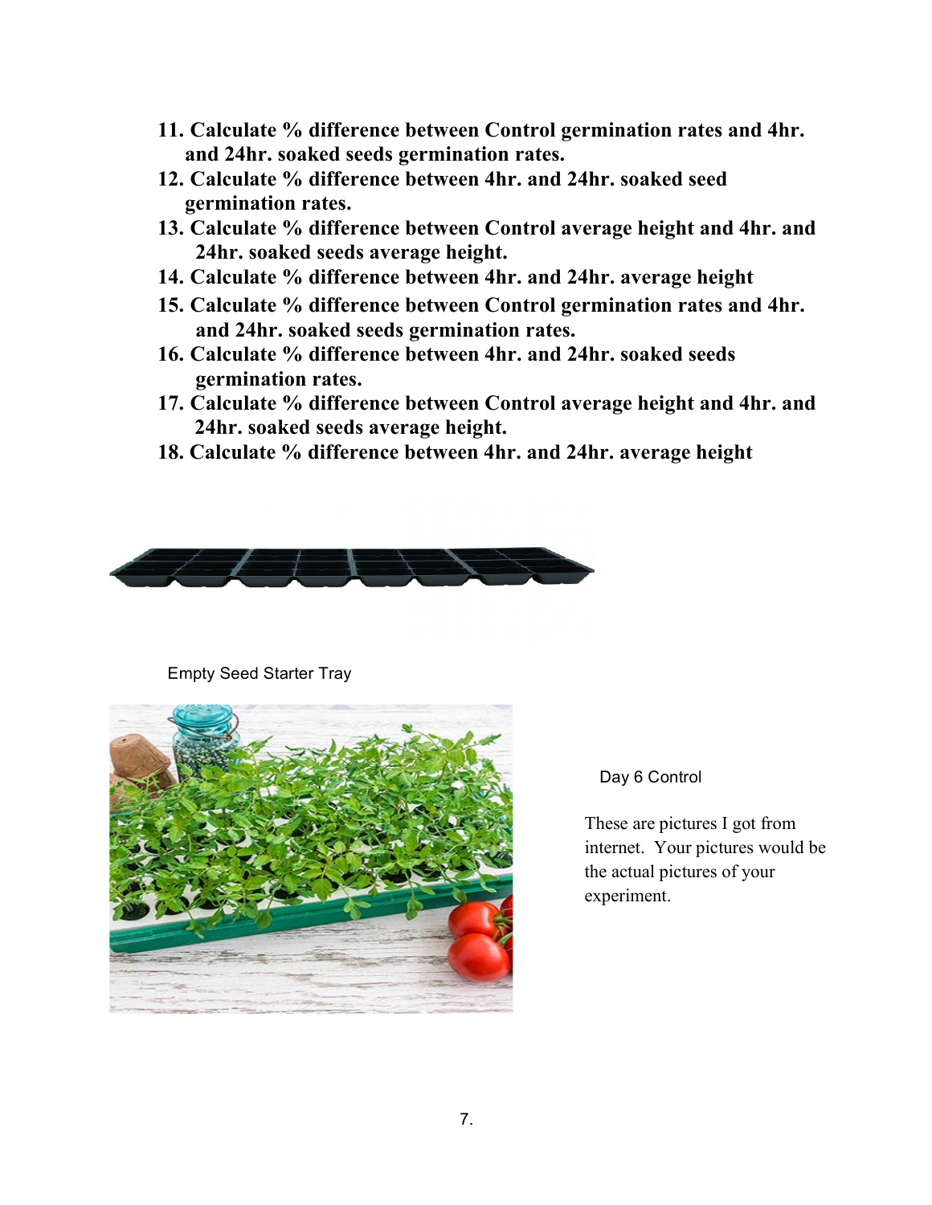11. **Calculate % difference between Control germination rates and 4hr. and 24hr. soaked seeds germination rates.**
12. **Calculate % difference between 4hr. and 24hr. soaked seed germination rates.**
13. **Calculate % difference between Control average height and 4hr. and 24hr. soaked seeds average height.**
14. **Calculate % difference between 4hr. and 24hr. average height**
15. **Calculate % difference between Control germination rates and 4hr. and 24hr. soaked seeds germination rates.**
16. **Calculate % difference between 4hr. and 24hr. soaked seeds germination rates.**
17. **Calculate % difference between Control average height and 4hr. and 24hr. soaked seeds average height.**
18. **Calculate % difference between 4hr. and 24hr. average height**

Empty Seed Starter Tray

Day 6 Control

These are pictures I got from internet. Your pictures would be the actual pictures of your experiment.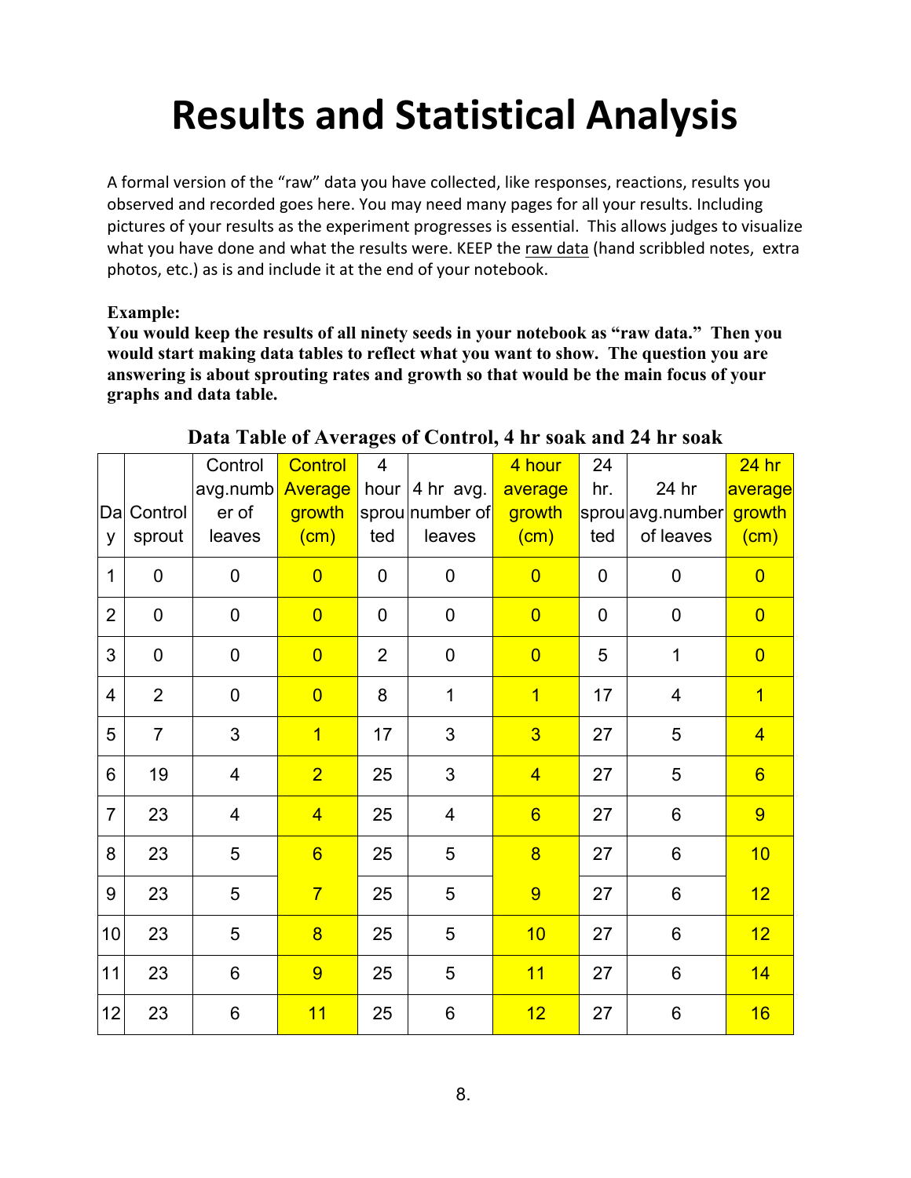# Results and Statistical Analysis

A formal version of the "raw" data you have collected, like responses, reactions, results you observed and recorded goes here. You may need many pages for all your results. Including pictures of your results as the experiment progresses is essential. This allows judges to visualize what you have done and what the results were. KEEP the raw data (hand scribbled notes, extra photos, etc.) as is and include it at the end of your notebook.

**Example:**
**You would keep the results of all ninety seeds in your notebook as "raw data." Then you would start making data tables to reflect what you want to show. The question you are answering is about sprouting rates and growth so that would be the main focus of your graphs and data table.**

**Data Table of Averages of Control, 4 hr soak and 24 hr soak**

| Day | Control sprout | Control avg.number of leaves | Control Average growth (cm) | 4 hour sprouted | 4 hr avg. number of leaves | 4 hour average growth (cm) | 24 hr. sprouted | 24 hr avg.number of leaves | 24 hr average growth (cm) |
|---|---|---|---|---|---|---|---|---|---|
| 1 | 0 | 0 | 0 | 0 | 0 | 0 | 0 | 0 | 0 |
| 2 | 0 | 0 | 0 | 0 | 0 | 0 | 0 | 0 | 0 |
| 3 | 0 | 0 | 0 | 2 | 0 | 0 | 5 | 1 | 0 |
| 4 | 2 | 0 | 0 | 8 | 1 | 1 | 17 | 4 | 1 |
| 5 | 7 | 3 | 1 | 17 | 3 | 3 | 27 | 5 | 4 |
| 6 | 19 | 4 | 2 | 25 | 3 | 4 | 27 | 5 | 6 |
| 7 | 23 | 4 | 4 | 25 | 4 | 6 | 27 | 6 | 9 |
| 8 | 23 | 5 | 6 | 25 | 5 | 8 | 27 | 6 | 10 |
| 9 | 23 | 5 | 7 | 25 | 5 | 9 | 27 | 6 | 12 |
| 10 | 23 | 5 | 8 | 25 | 5 | 10 | 27 | 6 | 12 |
| 11 | 23 | 6 | 9 | 25 | 5 | 11 | 27 | 6 | 14 |
| 12 | 23 | 6 | 11 | 25 | 6 | 12 | 27 | 6 | 16 |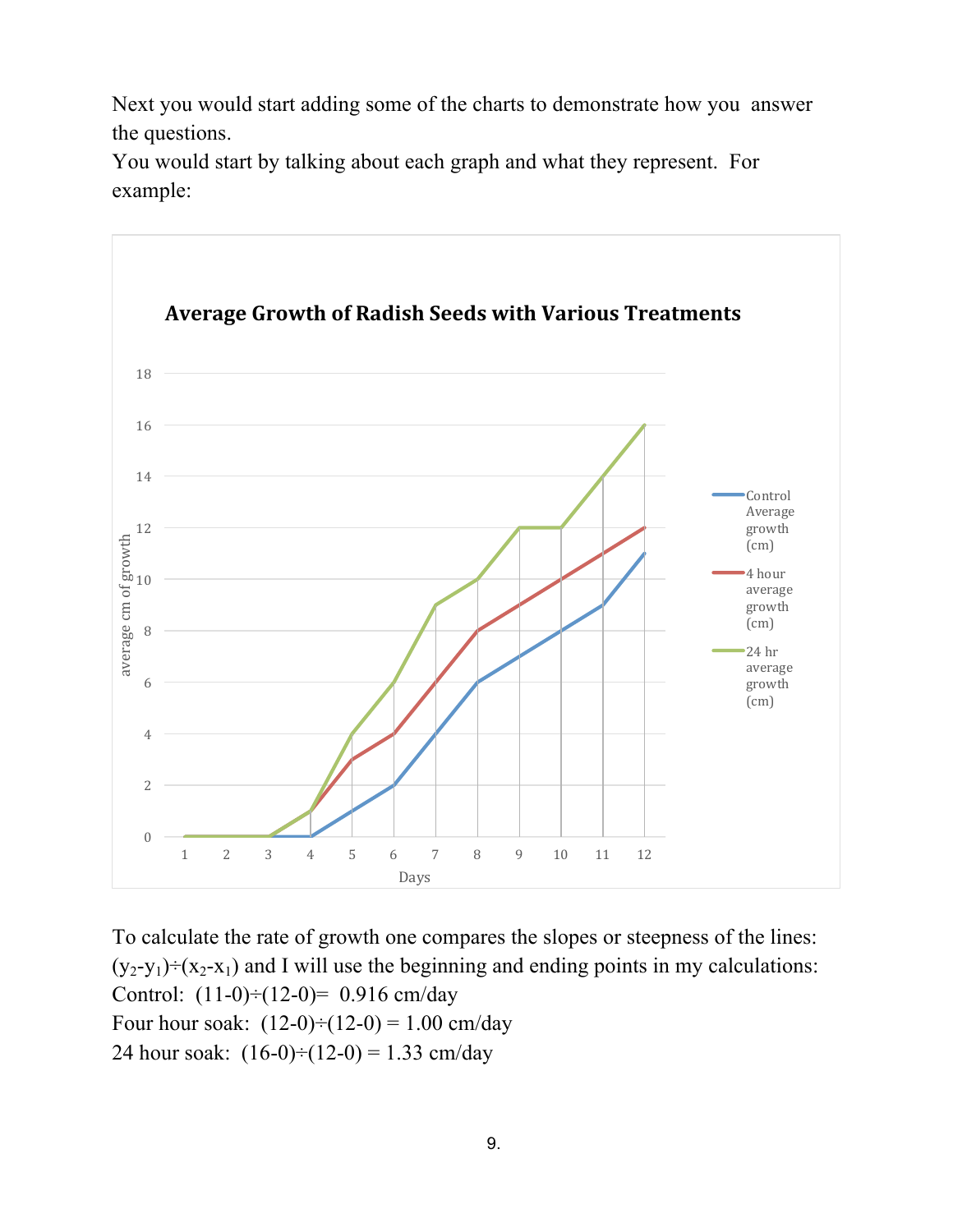Next you would start adding some of the charts to demonstrate how you answer the questions.

You would start by talking about each graph and what they represent. For example:

To calculate the rate of growth one compares the slopes or steepness of the lines: $(y_2-y_1)\div(x_2-x_1)$ and I will use the beginning and ending points in my calculations:

Control: $(11-0)\div(12-0)=$ 0.916 cm/day

Four hour soak: $(12-0)\div(12-0) = 1.00$ cm/day

24 hour soak: $(16-0)\div(12-0) = 1.33$ cm/day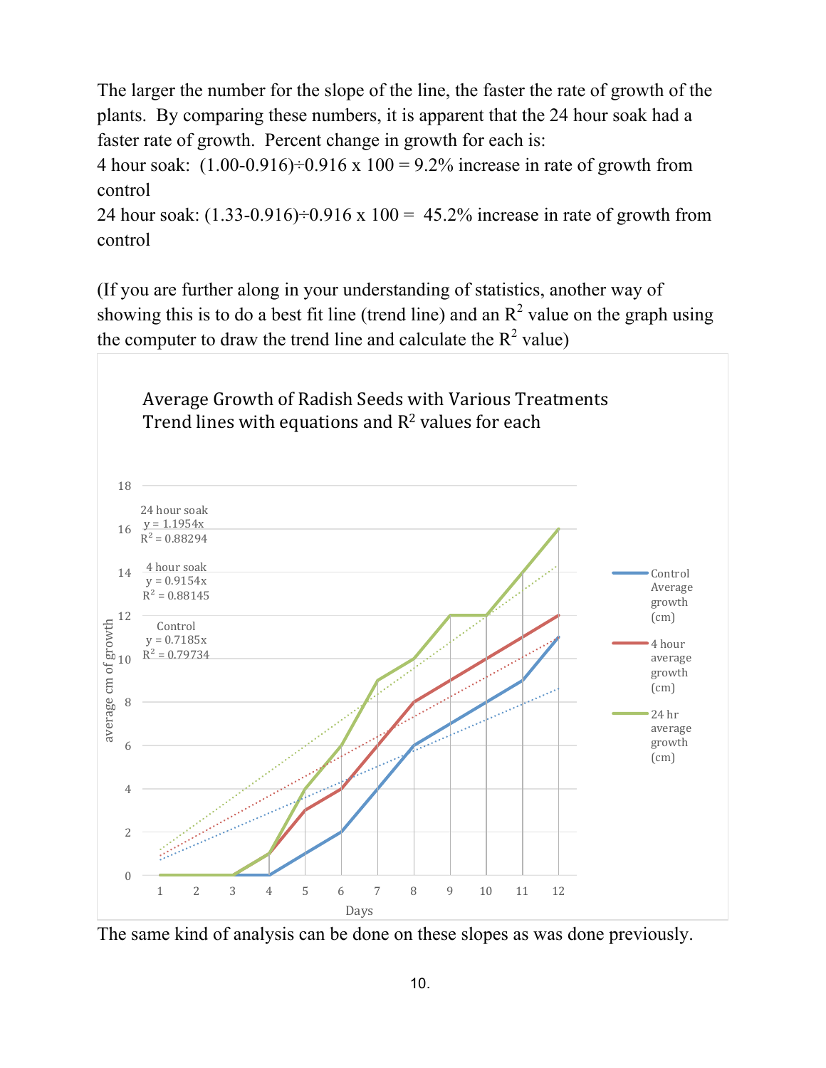The larger the number for the slope of the line, the faster the rate of growth of the plants. By comparing these numbers, it is apparent that the 24 hour soak had a faster rate of growth. Percent change in growth for each is:

4 hour soak: $(1.00-0.916) \div 0.916 \times 100 = 9.2\%$ increase in rate of growth from control

24 hour soak: $(1.33-0.916) \div 0.916 \times 100 = 45.2\%$ increase in rate of growth from control

(If you are further along in your understanding of statistics, another way of showing this is to do a best fit line (trend line) and an $R^2$ value on the graph using the computer to draw the trend line and calculate the $R^2$ value)

**Average Growth of Radish Seeds with Various Treatments**
**Trend lines with equations and $R^2$ values for each**

24 hour soak
$y = 1.1954x$
$R^2 = 0.88294$

4 hour soak
$y = 0.9154x$
$R^2 = 0.88145$

Control
$y = 0.7185x$
$R^2 = 0.79734$

Legend: Control Average growth (cm); 4 hour average growth (cm); 24 hr average growth (cm)

Y-axis: average cm of growth; X-axis: Days

The same kind of analysis can be done on these slopes as was done previously.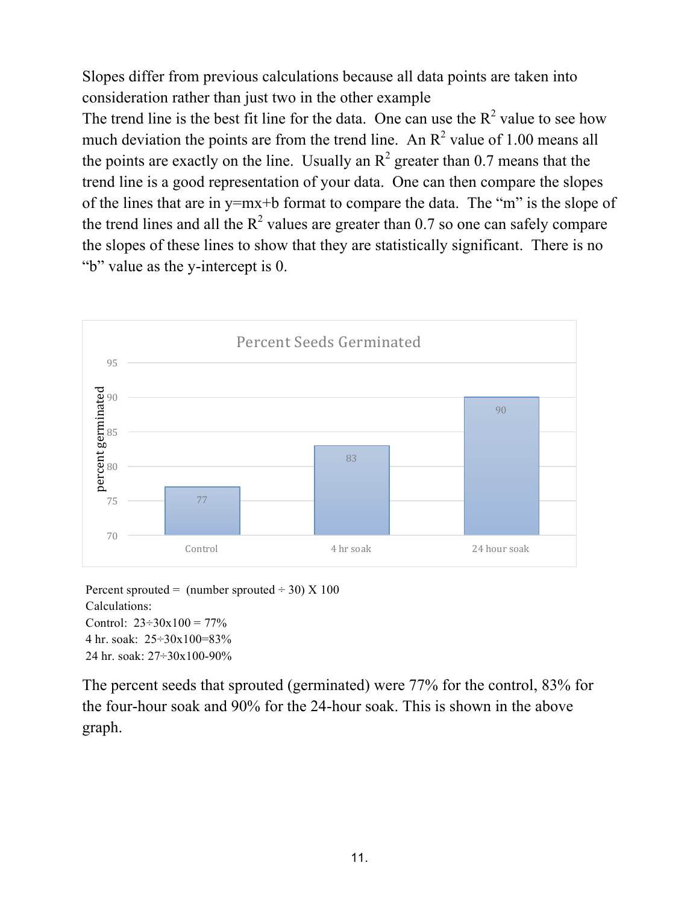Slopes differ from previous calculations because all data points are taken into consideration rather than just two in the other example

The trend line is the best fit line for the data. One can use the $R^2$ value to see how much deviation the points are from the trend line. An $R^2$ value of 1.00 means all the points are exactly on the line. Usually an $R^2$ greater than 0.7 means that the trend line is a good representation of your data. One can then compare the slopes of the lines that are in y=mx+b format to compare the data. The "m" is the slope of the trend lines and all the $R^2$ values are greater than 0.7 so one can safely compare the slopes of these lines to show that they are statistically significant. There is no "b" value as the y-intercept is 0.

**Percent Seeds Germinated**

| | percent germinated |
|---|---|
| Control | 77 |
| 4 hr soak | 83 |
| 24 hour soak | 90 |

Percent sprouted = (number sprouted ÷ 30) X 100

Calculations:

Control: 23÷30x100 = 77%

4 hr. soak: 25÷30x100=83%

24 hr. soak: 27÷30x100-90%

The percent seeds that sprouted (germinated) were 77% for the control, 83% for the four-hour soak and 90% for the 24-hour soak. This is shown in the above graph.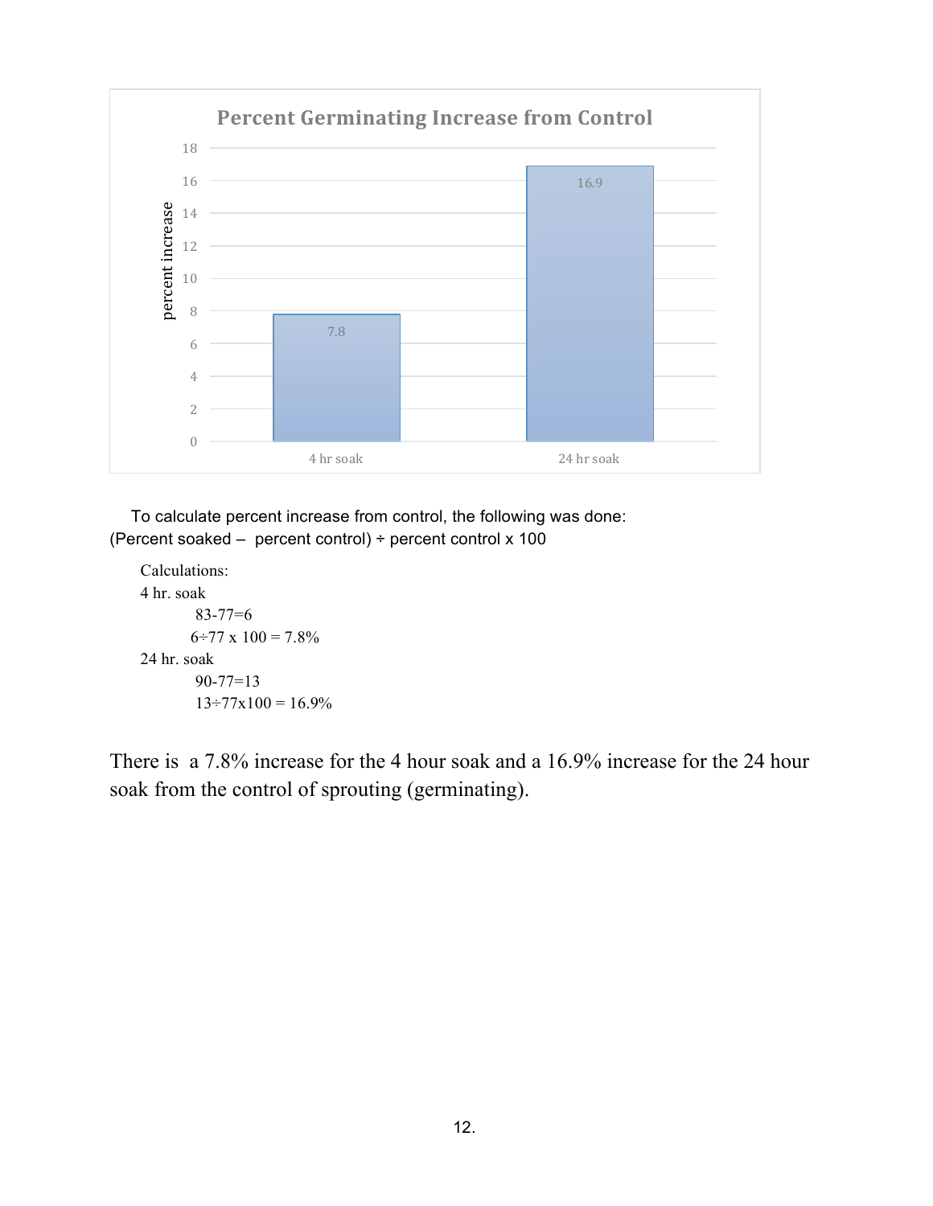**Percent Germinating Increase from Control**

| | percent increase |
|---|---|
| 4 hr soak | 7.8 |
| 24 hr soak | 16.9 |

To calculate percent increase from control, the following was done:
(Percent soaked – percent control) ÷ percent control x 100

Calculations:

4 hr. soak

83-77=6

6÷77 x 100 = 7.8%

24 hr. soak

90-77=13

13÷77x100 = 16.9%

There is a 7.8% increase for the 4 hour soak and a 16.9% increase for the 24 hour soak from the control of sprouting (germinating).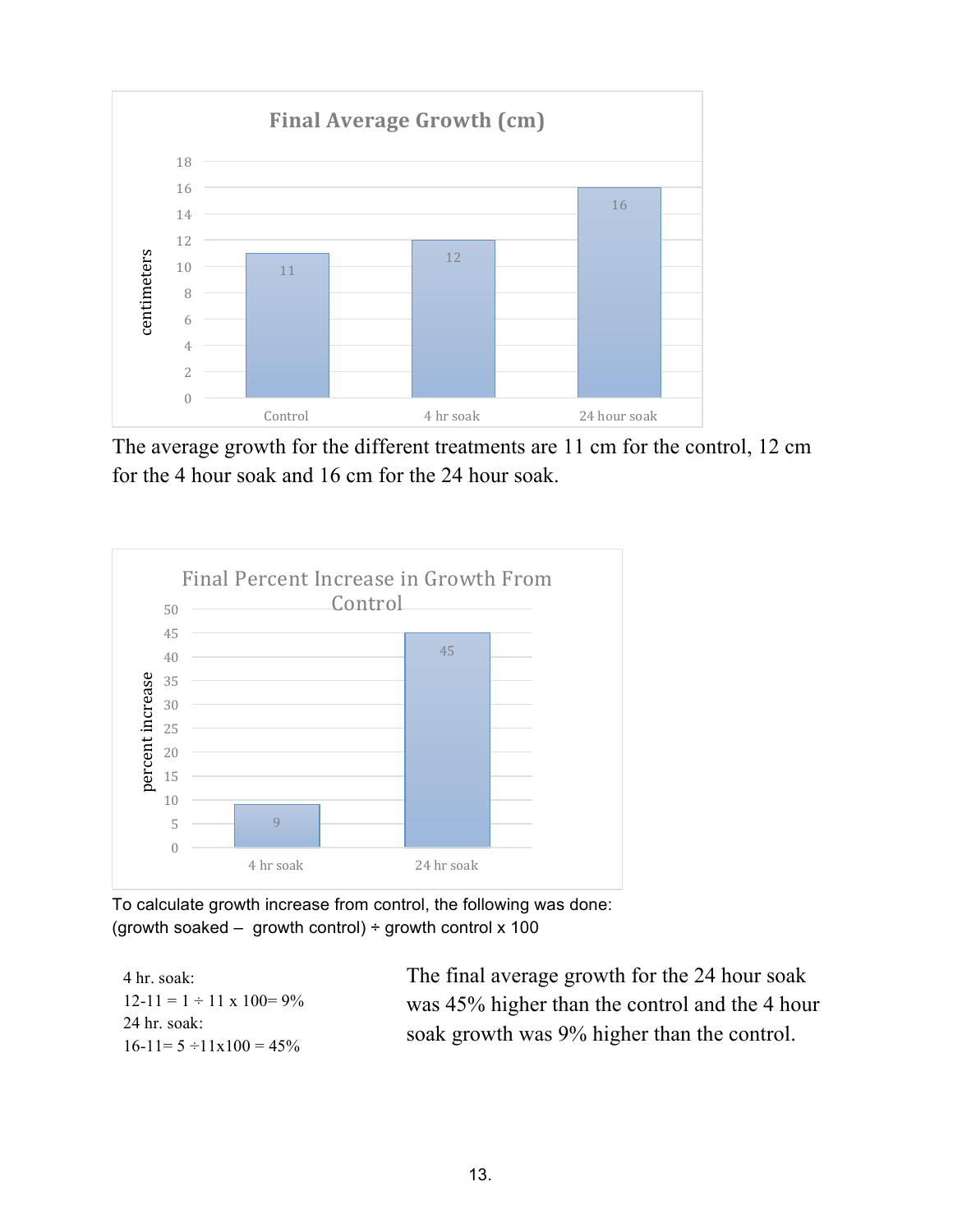The average growth for the different treatments are 11 cm for the control, 12 cm for the 4 hour soak and 16 cm for the 24 hour soak.

To calculate growth increase from control, the following was done:
(growth soaked – growth control) ÷ growth control x 100

4 hr. soak:
12-11 = 1 ÷ 11 x 100= 9%
24 hr. soak:
16-11= 5 ÷11x100 = 45%

The final average growth for the 24 hour soak was 45% higher than the control and the 4 hour soak growth was 9% higher than the control.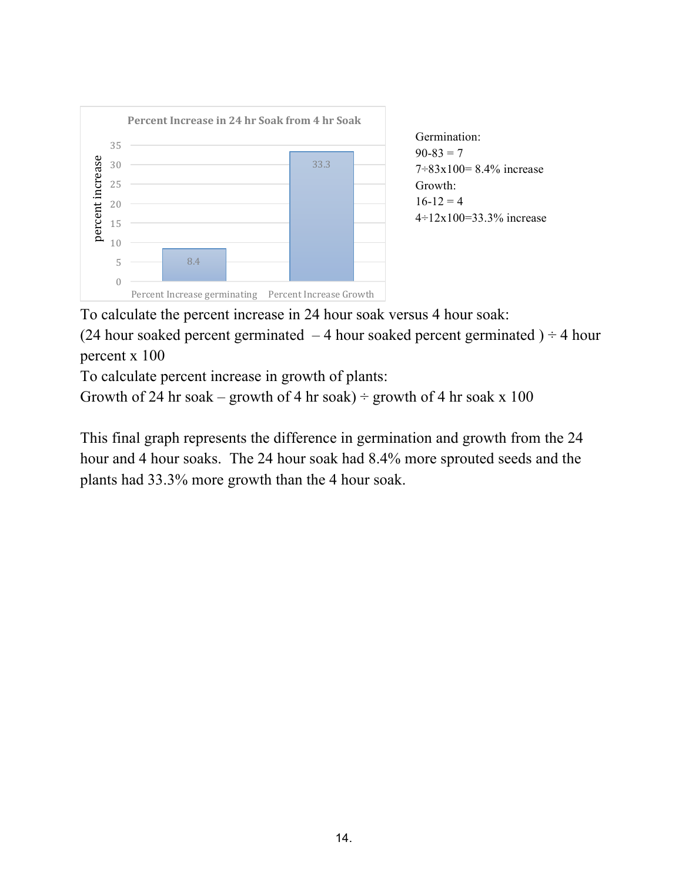Percent Increase in 24 hr Soak from 4 hr Soak

| | percent increase |
|---|---|
| Percent Increase germinating | 8.4 |
| Percent Increase Growth | 33.3 |

Germination:
90-83 = 7
7÷83x100= 8.4% increase
Growth:
16-12 = 4
4÷12x100=33.3% increase

To calculate the percent increase in 24 hour soak versus 4 hour soak:
(24 hour soaked percent germinated – 4 hour soaked percent germinated ) ÷ 4 hour percent x 100
To calculate percent increase in growth of plants:
Growth of 24 hr soak – growth of 4 hr soak) ÷ growth of 4 hr soak x 100

This final graph represents the difference in germination and growth from the 24 hour and 4 hour soaks. The 24 hour soak had 8.4% more sprouted seeds and the plants had 33.3% more growth than the 4 hour soak.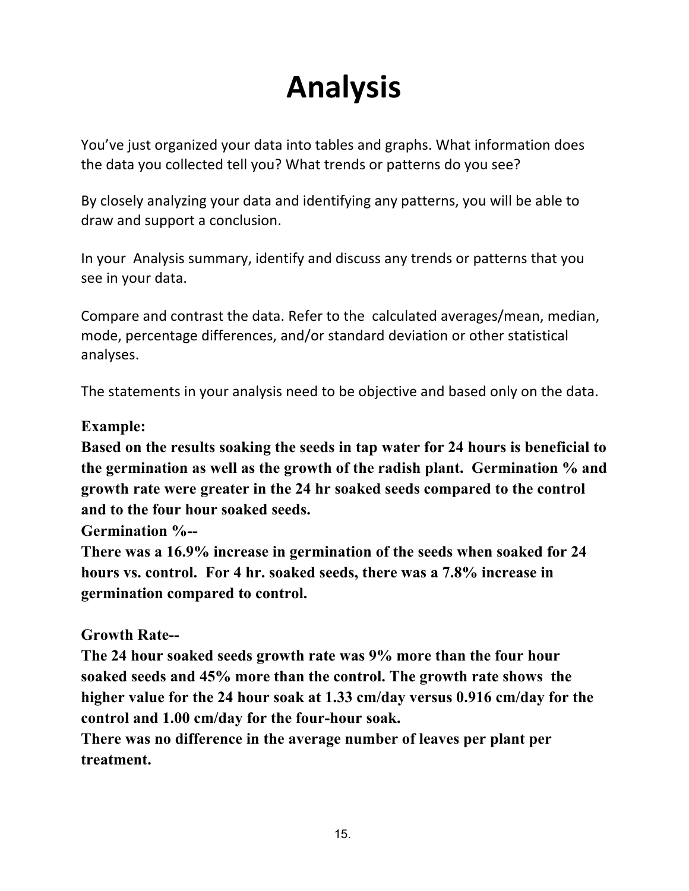# Analysis

You've just organized your data into tables and graphs. What information does the data you collected tell you? What trends or patterns do you see?

By closely analyzing your data and identifying any patterns, you will be able to draw and support a conclusion.

In your Analysis summary, identify and discuss any trends or patterns that you see in your data.

Compare and contrast the data. Refer to the calculated averages/mean, median, mode, percentage differences, and/or standard deviation or other statistical analyses.

The statements in your analysis need to be objective and based only on the data.

**Example:**

**Based on the results soaking the seeds in tap water for 24 hours is beneficial to the germination as well as the growth of the radish plant. Germination % and growth rate were greater in the 24 hr soaked seeds compared to the control and to the four hour soaked seeds.**

**Germination %--**

**There was a 16.9% increase in germination of the seeds when soaked for 24 hours vs. control. For 4 hr. soaked seeds, there was a 7.8% increase in germination compared to control.**

**Growth Rate--**

**The 24 hour soaked seeds growth rate was 9% more than the four hour soaked seeds and 45% more than the control. The growth rate shows the higher value for the 24 hour soak at 1.33 cm/day versus 0.916 cm/day for the control and 1.00 cm/day for the four-hour soak.**

**There was no difference in the average number of leaves per plant per treatment.**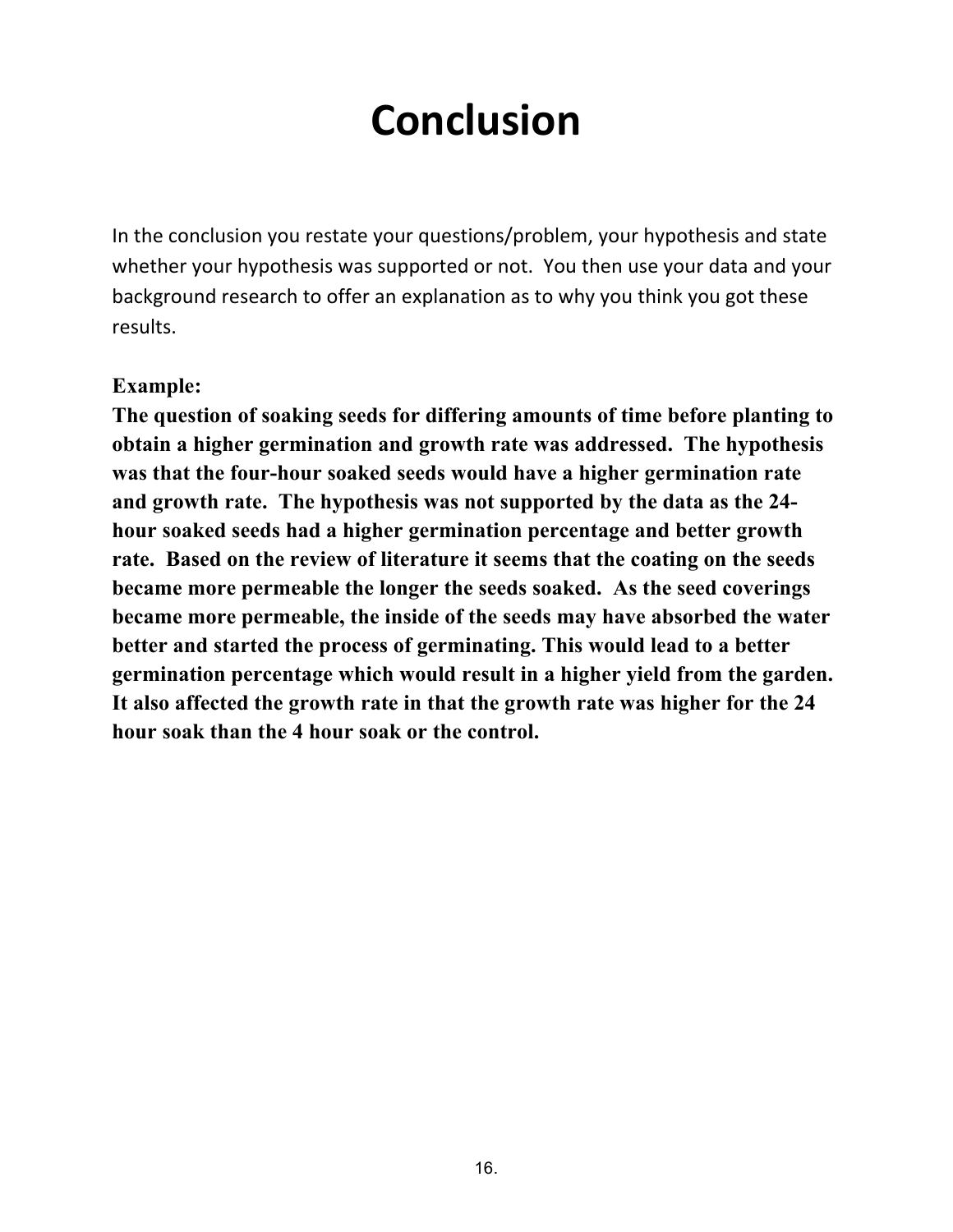# Conclusion

In the conclusion you restate your questions/problem, your hypothesis and state whether your hypothesis was supported or not. You then use your data and your background research to offer an explanation as to why you think you got these results.

**Example:**

**The question of soaking seeds for differing amounts of time before planting to obtain a higher germination and growth rate was addressed. The hypothesis was that the four-hour soaked seeds would have a higher germination rate and growth rate. The hypothesis was not supported by the data as the 24-hour soaked seeds had a higher germination percentage and better growth rate. Based on the review of literature it seems that the coating on the seeds became more permeable the longer the seeds soaked. As the seed coverings became more permeable, the inside of the seeds may have absorbed the water better and started the process of germinating. This would lead to a better germination percentage which would result in a higher yield from the garden. It also affected the growth rate in that the growth rate was higher for the 24 hour soak than the 4 hour soak or the control.**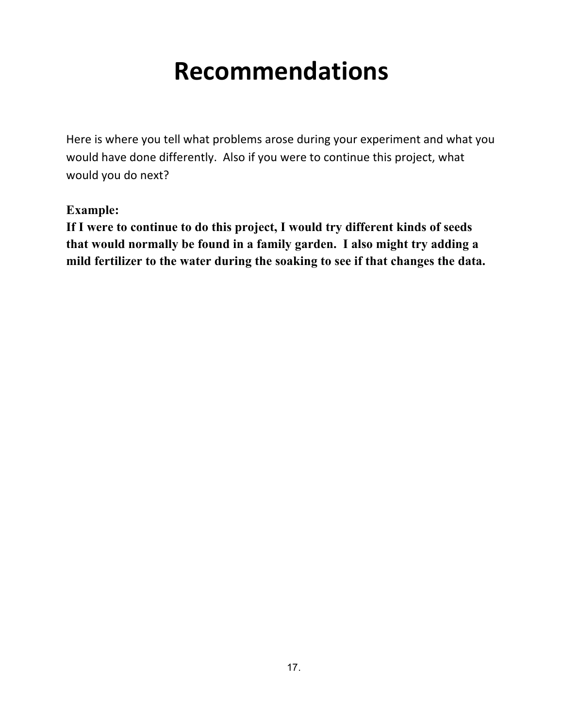# Recommendations

Here is where you tell what problems arose during your experiment and what you would have done differently. Also if you were to continue this project, what would you do next?

**Example:**
**If I were to continue to do this project, I would try different kinds of seeds that would normally be found in a family garden. I also might try adding a mild fertilizer to the water during the soaking to see if that changes the data.**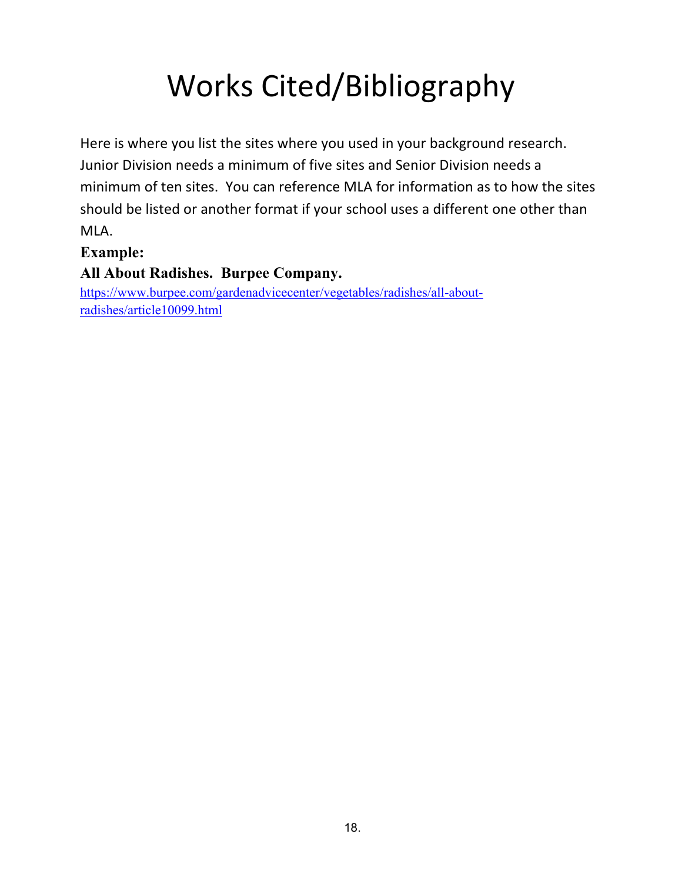# Works Cited/Bibliography

Here is where you list the sites where you used in your background research. Junior Division needs a minimum of five sites and Senior Division needs a minimum of ten sites. You can reference MLA for information as to how the sites should be listed or another format if your school uses a different one other than MLA.

**Example:**

**All About Radishes. Burpee Company.**

https://www.burpee.com/gardenadvicecenter/vegetables/radishes/all-about-radishes/article10099.html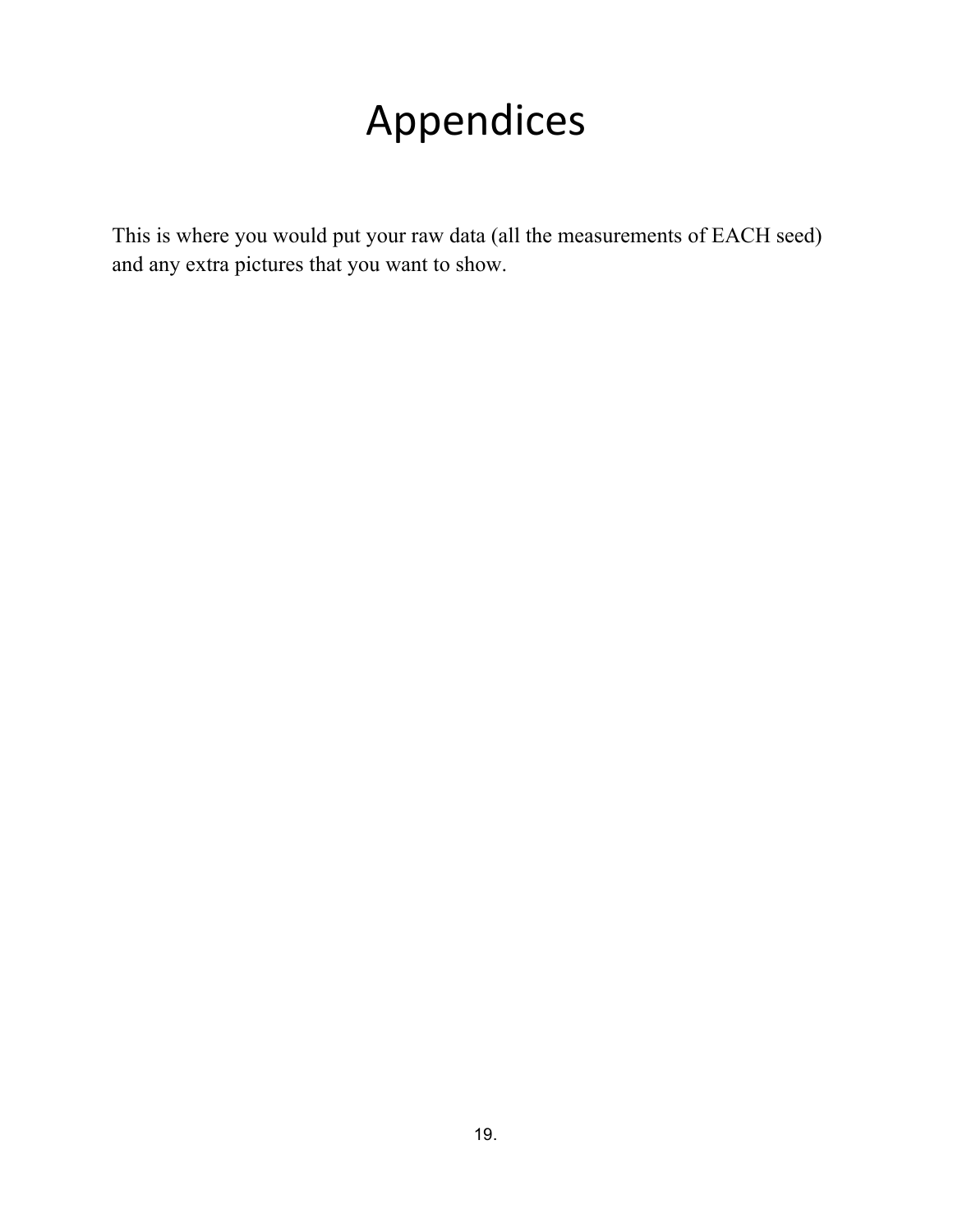# Appendices

This is where you would put your raw data (all the measurements of EACH seed) and any extra pictures that you want to show.